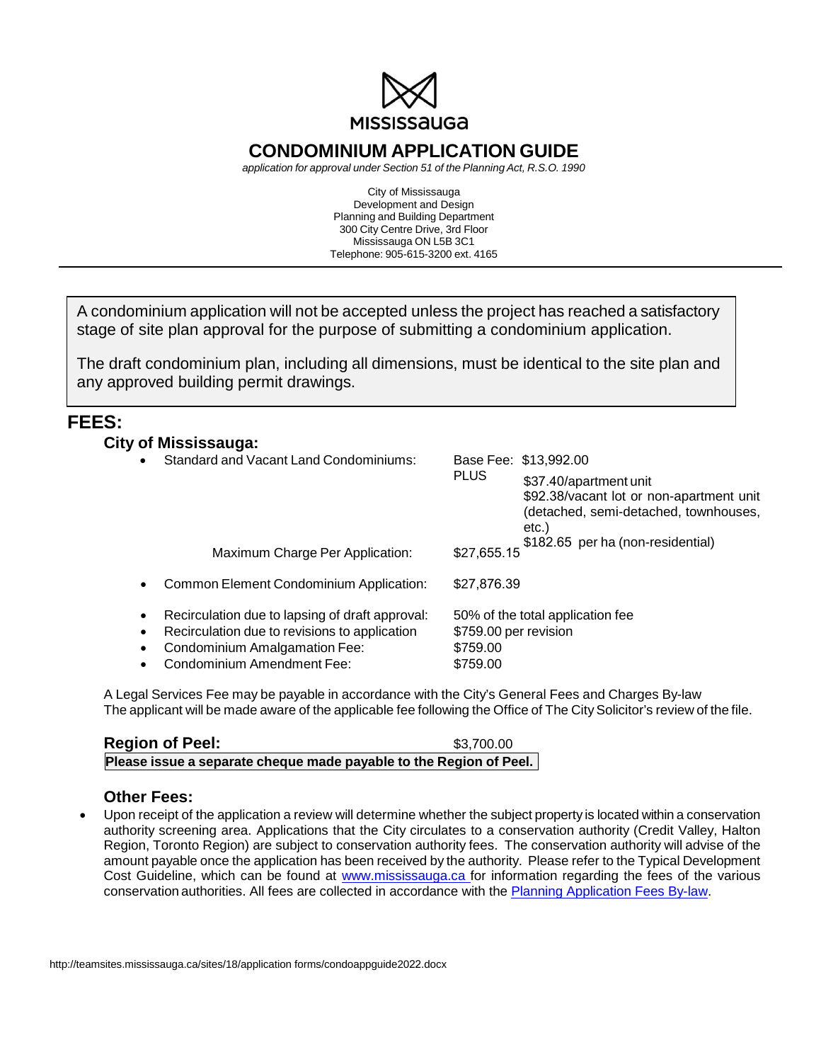MISSISSAUGA

# CONDOMINIUM APPLICATION GUIDE

*application for approval under Section 51 of the Planning Act, R.S.O. 1990*

City of Mississauga
Development and Design
Planning and Building Department
300 City Centre Drive, 3rd Floor
Mississauga ON L5B 3C1
Telephone: 905-615-3200 ext. 4165

---

A condominium application will not be accepted unless the project has reached a satisfactory stage of site plan approval for the purpose of submitting a condominium application.

The draft condominium plan, including all dimensions, must be identical to the site plan and any approved building permit drawings.

## FEES:

### City of Mississauga:

- Standard and Vacant Land Condominiums: Base Fee: $13,992.00
  PLUS
  - $37.40/apartment unit
  - $92.38/vacant lot or non-apartment unit (detached, semi-detached, townhouses, etc.)
  - $182.65 per ha (non-residential)

  Maximum Charge Per Application: $27,655.15

- Common Element Condominium Application: $27,876.39
- Recirculation due to lapsing of draft approval: 50% of the total application fee
- Recirculation due to revisions to application: $759.00 per revision
- Condominium Amalgamation Fee: $759.00
- Condominium Amendment Fee: $759.00

A Legal Services Fee may be payable in accordance with the City's General Fees and Charges By-law
The applicant will be made aware of the applicable fee following the Office of The City Solicitor's review of the file.

### Region of Peel: $3,700.00

**Please issue a separate cheque made payable to the Region of Peel.**

### Other Fees:

- Upon receipt of the application a review will determine whether the subject property is located within a conservation authority screening area. Applications that the City circulates to a conservation authority (Credit Valley, Halton Region, Toronto Region) are subject to conservation authority fees. The conservation authority will advise of the amount payable once the application has been received by the authority. Please refer to the Typical Development Cost Guideline, which can be found at www.mississauga.ca for information regarding the fees of the various conservation authorities. All fees are collected in accordance with the Planning Application Fees By-law.

http://teamsites.mississauga.ca/sites/18/application forms/condoappguide2022.docx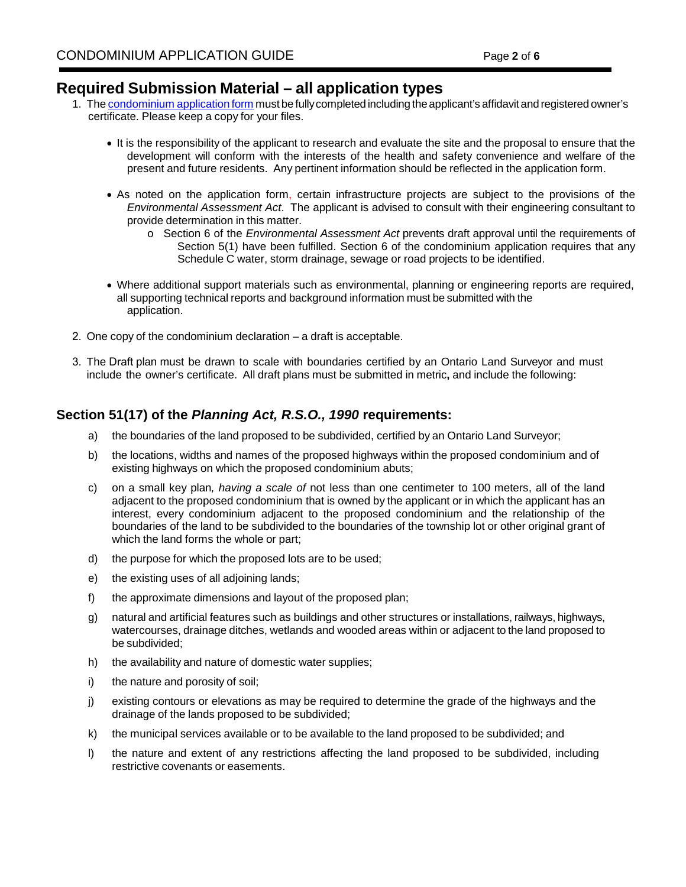## Required Submission Material – all application types

1. The condominium application form must be fully completed including the applicant's affidavit and registered owner's certificate. Please keep a copy for your files.

   - It is the responsibility of the applicant to research and evaluate the site and the proposal to ensure that the development will conform with the interests of the health and safety convenience and welfare of the present and future residents. Any pertinent information should be reflected in the application form.

   - As noted on the application form, certain infrastructure projects are subject to the provisions of the *Environmental Assessment Act*. The applicant is advised to consult with their engineering consultant to provide determination in this matter.
     - Section 6 of the *Environmental Assessment Act* prevents draft approval until the requirements of Section 5(1) have been fulfilled. Section 6 of the condominium application requires that any Schedule C water, storm drainage, sewage or road projects to be identified.

   - Where additional support materials such as environmental, planning or engineering reports are required, all supporting technical reports and background information must be submitted with the application.

2. One copy of the condominium declaration – a draft is acceptable.

3. The Draft plan must be drawn to scale with boundaries certified by an Ontario Land Surveyor and must include the owner's certificate. All draft plans must be submitted in metric**,** and include the following:

## Section 51(17) of the *Planning Act, R.S.O., 1990* requirements:

a) the boundaries of the land proposed to be subdivided, certified by an Ontario Land Surveyor;

b) the locations, widths and names of the proposed highways within the proposed condominium and of existing highways on which the proposed condominium abuts;

c) on a small key plan*, having a scale of* not less than one centimeter to 100 meters, all of the land adjacent to the proposed condominium that is owned by the applicant or in which the applicant has an interest, every condominium adjacent to the proposed condominium and the relationship of the boundaries of the land to be subdivided to the boundaries of the township lot or other original grant of which the land forms the whole or part;

d) the purpose for which the proposed lots are to be used;

e) the existing uses of all adjoining lands;

f) the approximate dimensions and layout of the proposed plan;

g) natural and artificial features such as buildings and other structures or installations, railways, highways, watercourses, drainage ditches, wetlands and wooded areas within or adjacent to the land proposed to be subdivided;

h) the availability and nature of domestic water supplies;

i) the nature and porosity of soil;

j) existing contours or elevations as may be required to determine the grade of the highways and the drainage of the lands proposed to be subdivided;

k) the municipal services available or to be available to the land proposed to be subdivided; and

l) the nature and extent of any restrictions affecting the land proposed to be subdivided, including restrictive covenants or easements.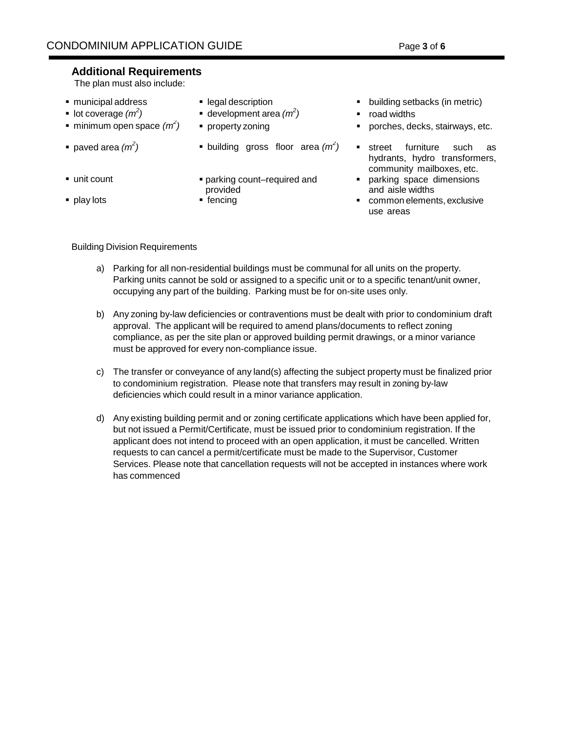## Additional Requirements

The plan must also include:

- municipal address
- lot coverage *($m^2$)*
- minimum open space *($m^2$)*
- paved area *($m^2$)*
- unit count
- play lots
- legal description
- development area *($m^2$)*
- property zoning
- building gross floor area *($m^2$)*
- parking count–required and provided
- fencing
- building setbacks (in metric)
- road widths
- porches, decks, stairways, etc.
- street furniture such as hydrants, hydro transformers, community mailboxes, etc.
- parking space dimensions and aisle widths
- common elements, exclusive use areas

Building Division Requirements

a) Parking for all non-residential buildings must be communal for all units on the property. Parking units cannot be sold or assigned to a specific unit or to a specific tenant/unit owner, occupying any part of the building. Parking must be for on-site uses only.

b) Any zoning by-law deficiencies or contraventions must be dealt with prior to condominium draft approval. The applicant will be required to amend plans/documents to reflect zoning compliance, as per the site plan or approved building permit drawings, or a minor variance must be approved for every non-compliance issue.

c) The transfer or conveyance of any land(s) affecting the subject property must be finalized prior to condominium registration. Please note that transfers may result in zoning by-law deficiencies which could result in a minor variance application.

d) Any existing building permit and or zoning certificate applications which have been applied for, but not issued a Permit/Certificate, must be issued prior to condominium registration. If the applicant does not intend to proceed with an open application, it must be cancelled. Written requests to can cancel a permit/certificate must be made to the Supervisor, Customer Services. Please note that cancellation requests will not be accepted in instances where work has commenced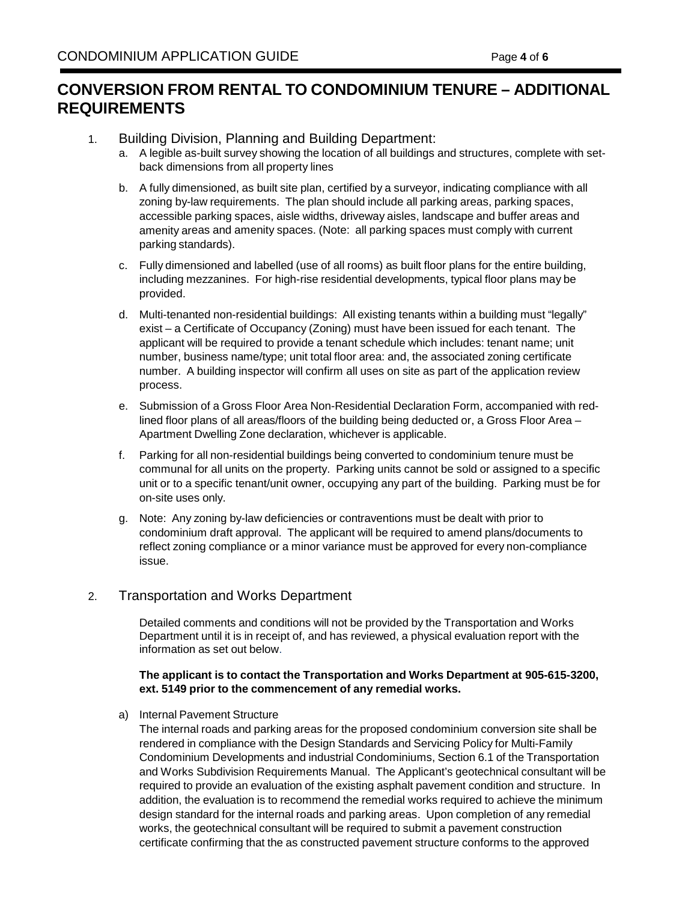# CONVERSION FROM RENTAL TO CONDOMINIUM TENURE – ADDITIONAL REQUIREMENTS

1. Building Division, Planning and Building Department:
   a. A legible as-built survey showing the location of all buildings and structures, complete with set-back dimensions from all property lines
   b. A fully dimensioned, as built site plan, certified by a surveyor, indicating compliance with all zoning by-law requirements. The plan should include all parking areas, parking spaces, accessible parking spaces, aisle widths, driveway aisles, landscape and buffer areas and amenity areas and amenity spaces. (Note: all parking spaces must comply with current parking standards).
   c. Fully dimensioned and labelled (use of all rooms) as built floor plans for the entire building, including mezzanines. For high-rise residential developments, typical floor plans may be provided.
   d. Multi-tenanted non-residential buildings: All existing tenants within a building must "legally" exist – a Certificate of Occupancy (Zoning) must have been issued for each tenant. The applicant will be required to provide a tenant schedule which includes: tenant name; unit number, business name/type; unit total floor area: and, the associated zoning certificate number. A building inspector will confirm all uses on site as part of the application review process.
   e. Submission of a Gross Floor Area Non-Residential Declaration Form, accompanied with red-lined floor plans of all areas/floors of the building being deducted or, a Gross Floor Area – Apartment Dwelling Zone declaration, whichever is applicable.
   f. Parking for all non-residential buildings being converted to condominium tenure must be communal for all units on the property. Parking units cannot be sold or assigned to a specific unit or to a specific tenant/unit owner, occupying any part of the building. Parking must be for on-site uses only.
   g. Note: Any zoning by-law deficiencies or contraventions must be dealt with prior to condominium draft approval. The applicant will be required to amend plans/documents to reflect zoning compliance or a minor variance must be approved for every non-compliance issue.

2. Transportation and Works Department

   Detailed comments and conditions will not be provided by the Transportation and Works Department until it is in receipt of, and has reviewed, a physical evaluation report with the information as set out below.

   **The applicant is to contact the Transportation and Works Department at 905-615-3200, ext. 5149 prior to the commencement of any remedial works.**

   a) Internal Pavement Structure
   The internal roads and parking areas for the proposed condominium conversion site shall be rendered in compliance with the Design Standards and Servicing Policy for Multi-Family Condominium Developments and industrial Condominiums, Section 6.1 of the Transportation and Works Subdivision Requirements Manual. The Applicant's geotechnical consultant will be required to provide an evaluation of the existing asphalt pavement condition and structure. In addition, the evaluation is to recommend the remedial works required to achieve the minimum design standard for the internal roads and parking areas. Upon completion of any remedial works, the geotechnical consultant will be required to submit a pavement construction certificate confirming that the as constructed pavement structure conforms to the approved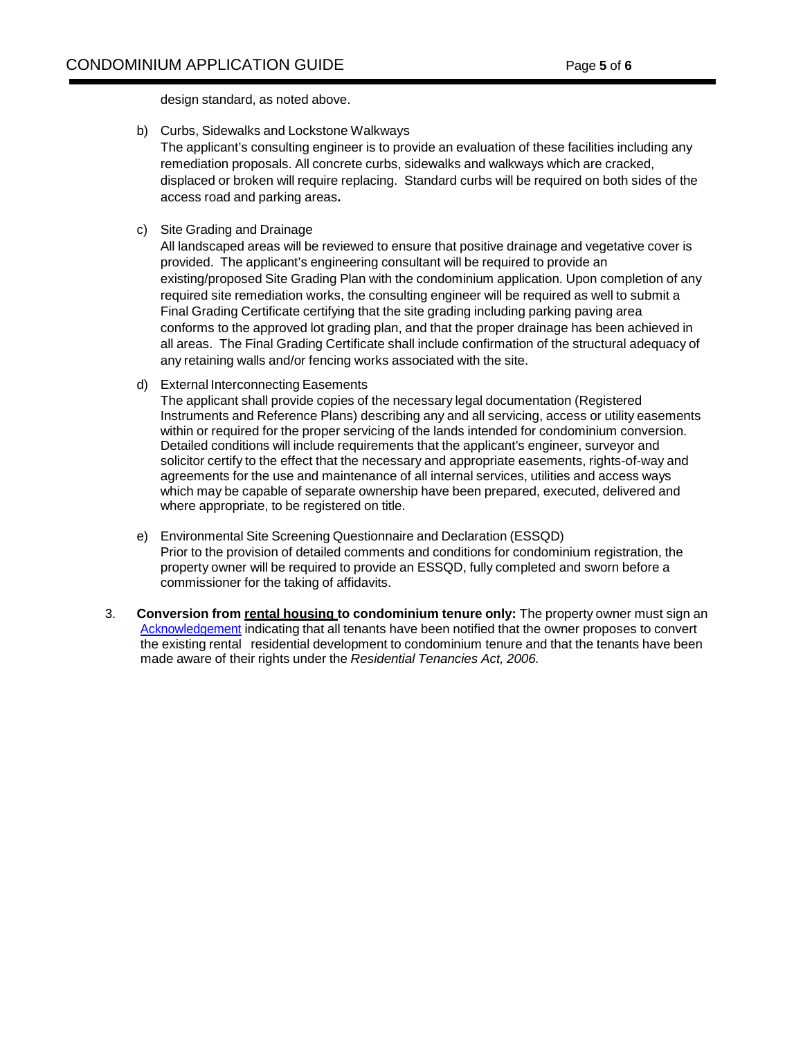design standard, as noted above.

b) Curbs, Sidewalks and Lockstone Walkways
   The applicant's consulting engineer is to provide an evaluation of these facilities including any remediation proposals. All concrete curbs, sidewalks and walkways which are cracked, displaced or broken will require replacing. Standard curbs will be required on both sides of the access road and parking areas.

c) Site Grading and Drainage
   All landscaped areas will be reviewed to ensure that positive drainage and vegetative cover is provided. The applicant's engineering consultant will be required to provide an existing/proposed Site Grading Plan with the condominium application. Upon completion of any required site remediation works, the consulting engineer will be required as well to submit a Final Grading Certificate certifying that the site grading including parking paving area conforms to the approved lot grading plan, and that the proper drainage has been achieved in all areas. The Final Grading Certificate shall include confirmation of the structural adequacy of any retaining walls and/or fencing works associated with the site.

d) External Interconnecting Easements
   The applicant shall provide copies of the necessary legal documentation (Registered Instruments and Reference Plans) describing any and all servicing, access or utility easements within or required for the proper servicing of the lands intended for condominium conversion. Detailed conditions will include requirements that the applicant's engineer, surveyor and solicitor certify to the effect that the necessary and appropriate easements, rights-of-way and agreements for the use and maintenance of all internal services, utilities and access ways which may be capable of separate ownership have been prepared, executed, delivered and where appropriate, to be registered on title.

e) Environmental Site Screening Questionnaire and Declaration (ESSQD)
   Prior to the provision of detailed comments and conditions for condominium registration, the property owner will be required to provide an ESSQD, fully completed and sworn before a commissioner for the taking of affidavits.

3. **Conversion from rental housing to condominium tenure only:** The property owner must sign an Acknowledgement indicating that all tenants have been notified that the owner proposes to convert the existing rental residential development to condominium tenure and that the tenants have been made aware of their rights under the *Residential Tenancies Act, 2006.*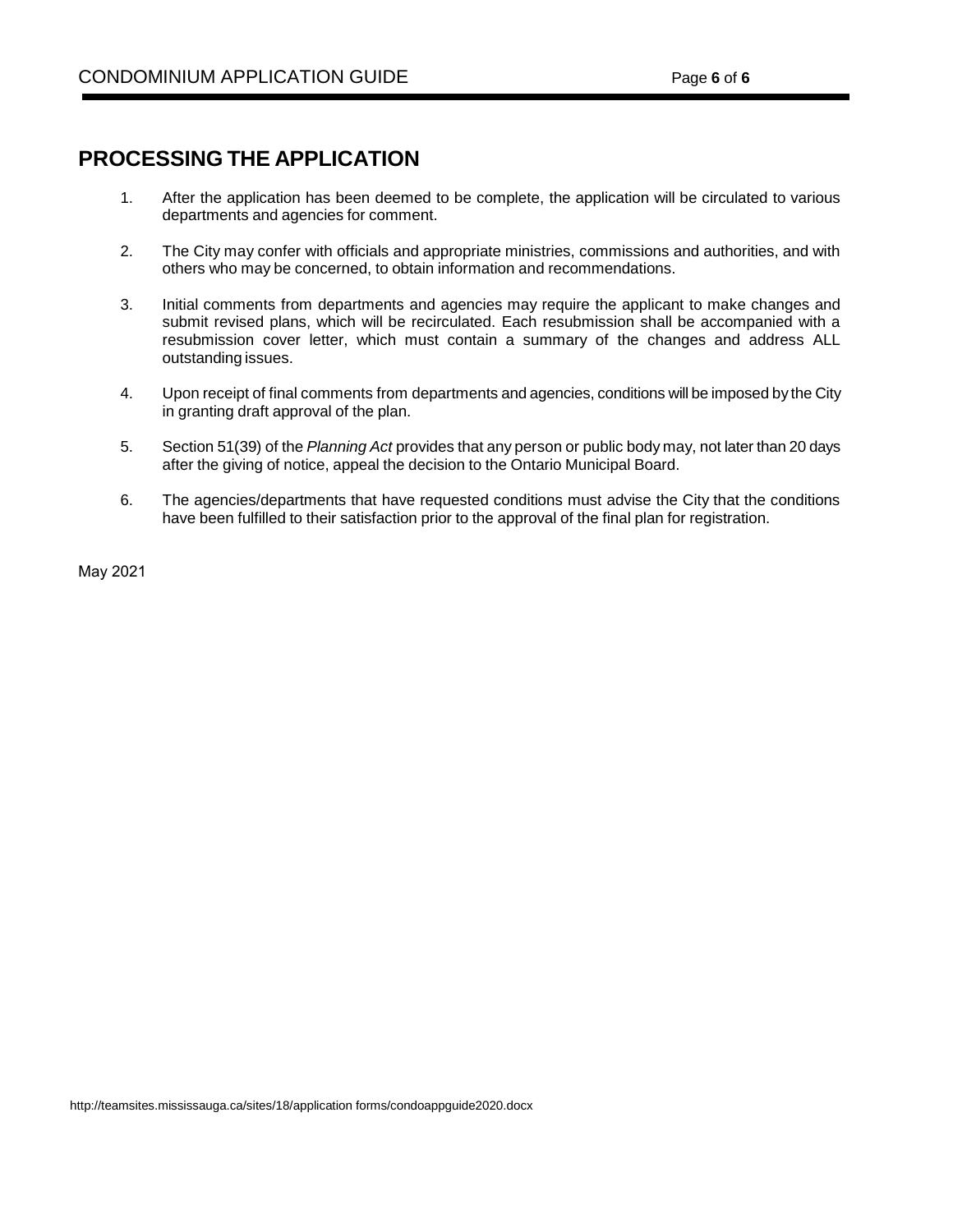## PROCESSING THE APPLICATION

1. After the application has been deemed to be complete, the application will be circulated to various departments and agencies for comment.

2. The City may confer with officials and appropriate ministries, commissions and authorities, and with others who may be concerned, to obtain information and recommendations.

3. Initial comments from departments and agencies may require the applicant to make changes and submit revised plans, which will be recirculated. Each resubmission shall be accompanied with a resubmission cover letter, which must contain a summary of the changes and address ALL outstanding issues.

4. Upon receipt of final comments from departments and agencies, conditions will be imposed by the City in granting draft approval of the plan.

5. Section 51(39) of the *Planning Act* provides that any person or public body may, not later than 20 days after the giving of notice, appeal the decision to the Ontario Municipal Board.

6. The agencies/departments that have requested conditions must advise the City that the conditions have been fulfilled to their satisfaction prior to the approval of the final plan for registration.

May 2021

http://teamsites.mississauga.ca/sites/18/application forms/condoappguide2020.docx